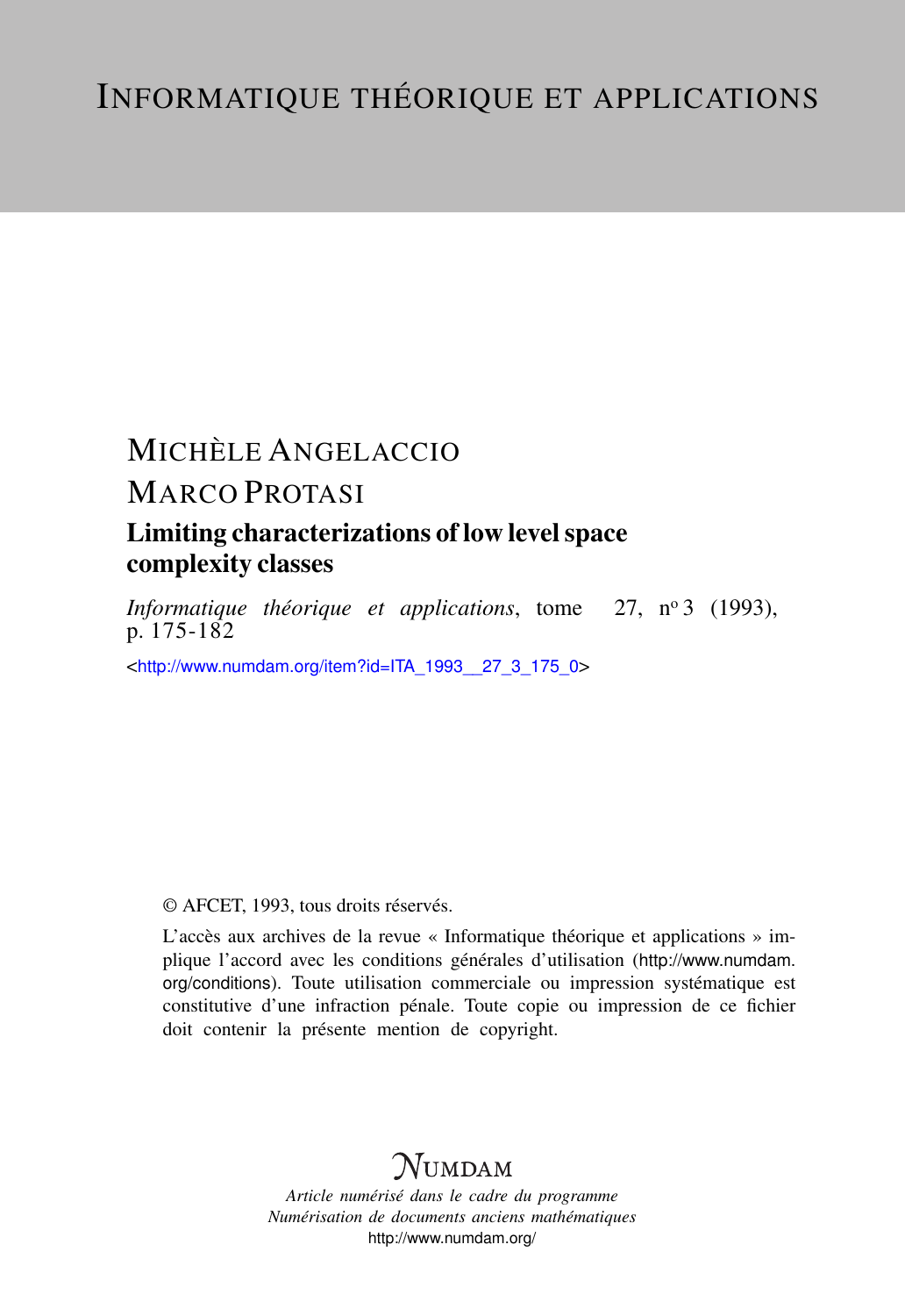# Informatique théorique et applications

Michèle Angelaccio

Marco Protasi

## Limiting characterizations of low level space complexity classes

*Informatique théorique et applications*, tome 27, n° 3 (1993), p. 175-182

<http://www.numdam.org/item?id=ITA_1993__27_3_175_0>

© AFCET, 1993, tous droits réservés.

L'accès aux archives de la revue « Informatique théorique et applications » implique l'accord avec les conditions générales d'utilisation (http://www.numdam.org/conditions). Toute utilisation commerciale ou impression systématique est constitutive d'une infraction pénale. Toute copie ou impression de ce fichier doit contenir la présente mention de copyright.

**Numdam**

*Article numérisé dans le cadre du programme*
*Numérisation de documents anciens mathématiques*
http://www.numdam.org/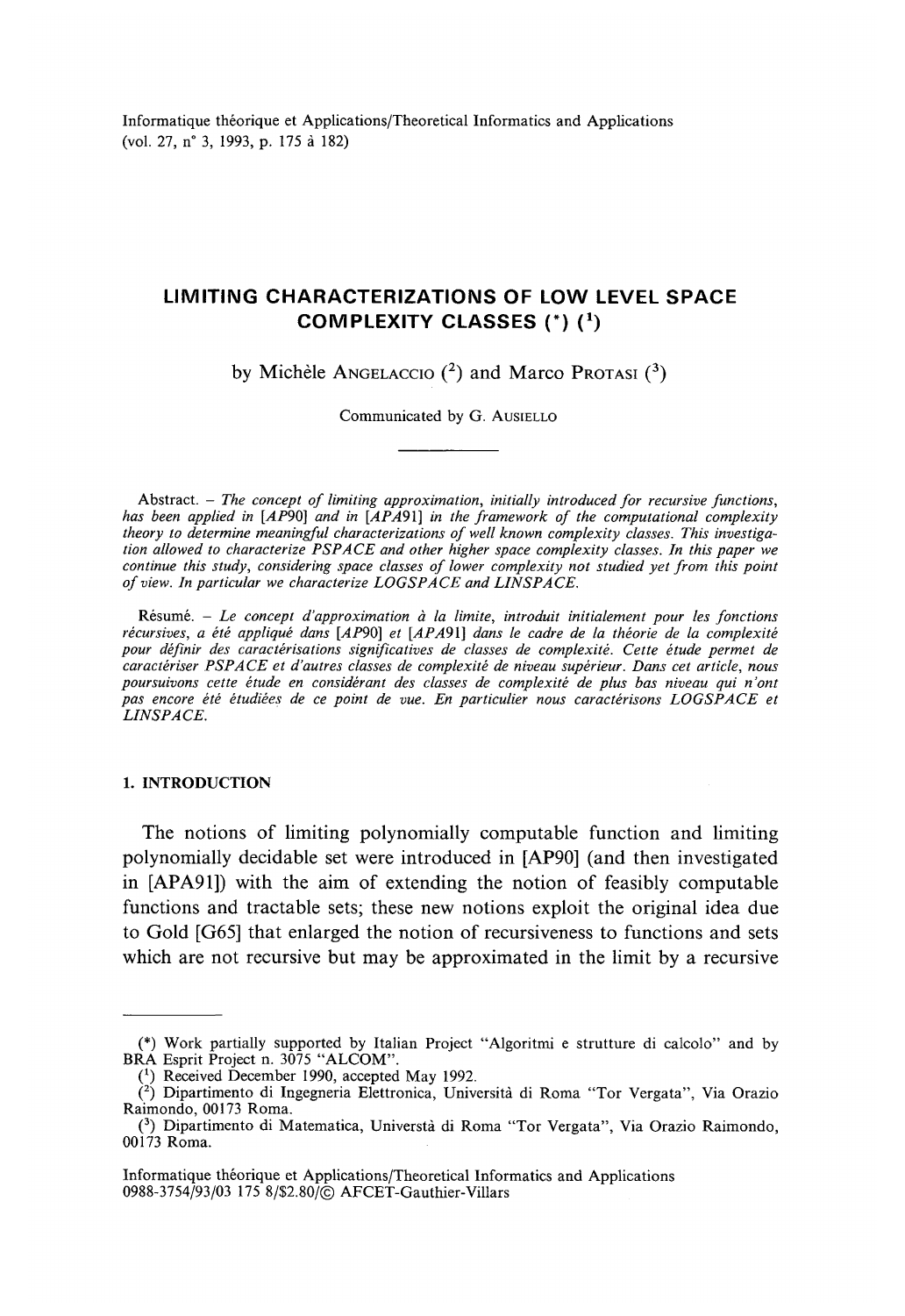# LIMITING CHARACTERIZATIONS OF LOW LEVEL SPACE COMPLEXITY CLASSES (*) [1]

by Michèle ANGELACCIO [2] and Marco PROTASI [3]

Communicated by G. AUSIELLO

Abstract. – *The concept of limiting approximation, initially introduced for recursive functions, has been applied in [AP90] and in [APA91] in the framework of the computational complexity theory to determine meaningful characterizations of well known complexity classes. This investigation allowed to characterize PSPACE and other higher space complexity classes. In this paper we continue this study, considering space classes of lower complexity not studied yet from this point of view. In particular we characterize LOGSPACE and LINSPACE.*

Résumé. – *Le concept d'approximation à la limite, introduit initialement pour les fonctions récursives, a été appliqué dans [AP90] et [APA91] dans le cadre de la théorie de la complexité pour définir des caractérisations significatives de classes de complexité. Cette étude permet de caractériser PSPACE et d'autres classes de complexité de niveau supérieur. Dans cet article, nous poursuivons cette étude en considérant des classes de complexité de plus bas niveau qui n'ont pas encore été étudiées de ce point de vue. En particulier nous caractérisons LOGSPACE et LINSPACE.*

## 1. INTRODUCTION

The notions of limiting polynomially computable function and limiting polynomially decidable set were introduced in [AP90] (and then investigated in [APA91]) with the aim of extending the notion of feasibly computable functions and tractable sets; these new notions exploit the original idea due to Gold [G65] that enlarged the notion of recursiveness to functions and sets which are not recursive but may be approximated in the limit by a recursive

---

(*) Work partially supported by Italian Project "Algoritmi e strutture di calcolo" and by BRA Esprit Project n. 3075 "ALCOM".

[1] Received December 1990, accepted May 1992.

[2] Dipartimento di Ingegneria Elettronica, Università di Roma "Tor Vergata", Via Orazio Raimondo, 00173 Roma.

[3] Dipartimento di Matematica, Universtà di Roma "Tor Vergata", Via Orazio Raimondo, 00173 Roma.

Informatique théorique et Applications/Theoretical Informatics and Applications
0988-3754/93/03 175 8/$2.80/© AFCET-Gauthier-Villars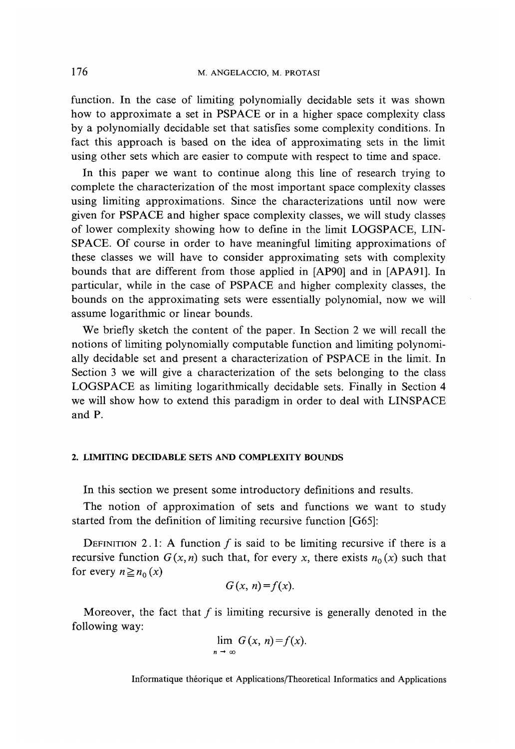function. In the case of limiting polynomially decidable sets it was shown how to approximate a set in PSPACE or in a higher space complexity class by a polynomially decidable set that satisfies some complexity conditions. In fact this approach is based on the idea of approximating sets in the limit using other sets which are easier to compute with respect to time and space.

In this paper we want to continue along this line of research trying to complete the characterization of the most important space complexity classes using limiting approximations. Since the characterizations until now were given for PSPACE and higher space complexity classes, we will study classes of lower complexity showing how to define in the limit LOGSPACE, LINSPACE. Of course in order to have meaningful limiting approximations of these classes we will have to consider approximating sets with complexity bounds that are different from those applied in [AP90] and in [APA91]. In particular, while in the case of PSPACE and higher complexity classes, the bounds on the approximating sets were essentially polynomial, now we will assume logarithmic or linear bounds.

We briefly sketch the content of the paper. In Section 2 we will recall the notions of limiting polynomially computable function and limiting polynomially decidable set and present a characterization of PSPACE in the limit. In Section 3 we will give a characterization of the sets belonging to the class LOGSPACE as limiting logarithmically decidable sets. Finally in Section 4 we will show how to extend this paradigm in order to deal with LINSPACE and P.

## 2. LIMITING DECIDABLE SETS AND COMPLEXITY BOUNDS

In this section we present some introductory definitions and results.

The notion of approximation of sets and functions we want to study started from the definition of limiting recursive function [G65]:

DEFINITION 2.1: A function $f$ is said to be limiting recursive if there is a recursive function $G(x, n)$ such that, for every $x$, there exists $n_0(x)$ such that for every $n \geqq n_0(x)$

$$G(x, n) = f(x).$$

Moreover, the fact that $f$ is limiting recursive is generally denoted in the following way:

$$\lim_{n \to \infty} G(x, n) = f(x).$$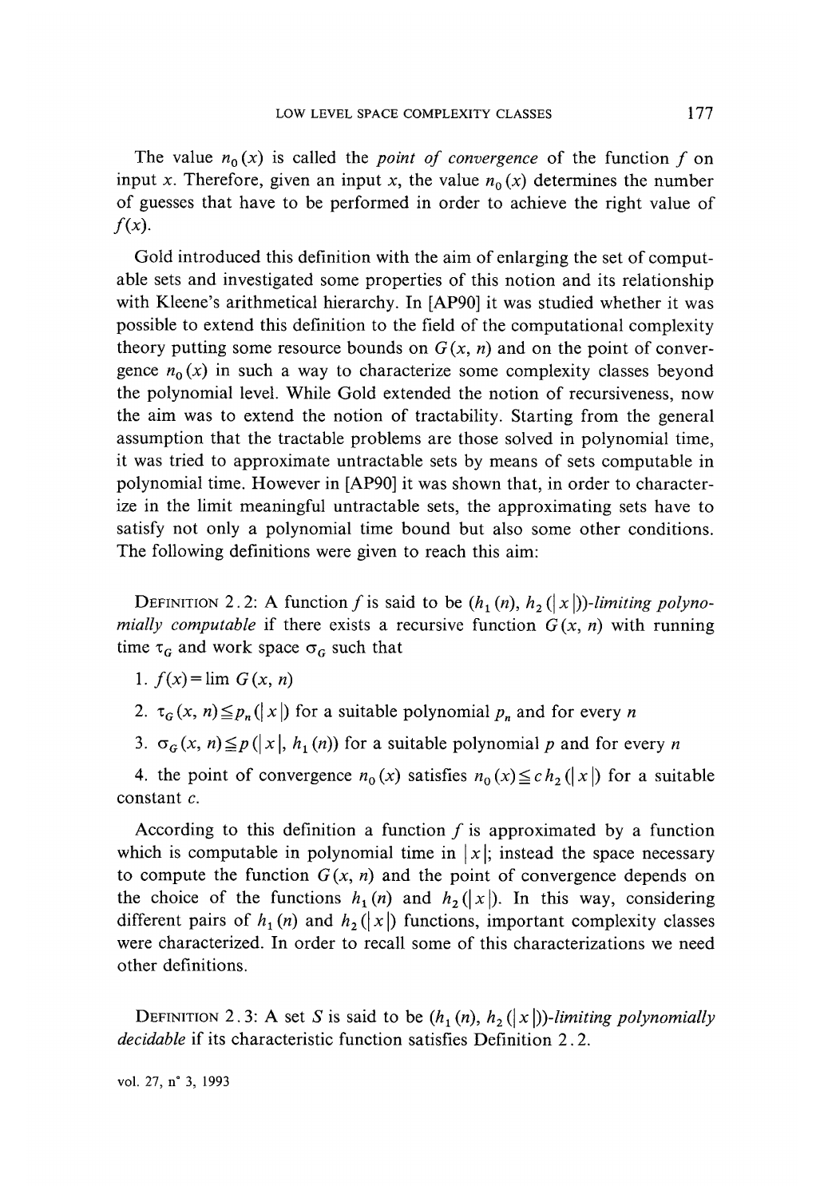The value $n_0(x)$ is called the *point of convergence* of the function $f$ on input $x$. Therefore, given an input $x$, the value $n_0(x)$ determines the number of guesses that have to be performed in order to achieve the right value of $f(x)$.

Gold introduced this definition with the aim of enlarging the set of computable sets and investigated some properties of this notion and its relationship with Kleene's arithmetical hierarchy. In [AP90] it was studied whether it was possible to extend this definition to the field of the computational complexity theory putting some resource bounds on $G(x, n)$ and on the point of convergence $n_0(x)$ in such a way to characterize some complexity classes beyond the polynomial level. While Gold extended the notion of recursiveness, now the aim was to extend the notion of tractability. Starting from the general assumption that the tractable problems are those solved in polynomial time, it was tried to approximate untractable sets by means of sets computable in polynomial time. However in [AP90] it was shown that, in order to characterize in the limit meaningful untractable sets, the approximating sets have to satisfy not only a polynomial time bound but also some other conditions. The following definitions were given to reach this aim:

DEFINITION 2.2: A function $f$ is said to be $(h_1(n), h_2(|x|))$-*limiting polynomially computable* if there exists a recursive function $G(x, n)$ with running time $\tau_G$ and work space $\sigma_G$ such that

1. $f(x) = \lim G(x, n)$
2. $\tau_G(x, n) \leqq p_n(|x|)$ for a suitable polynomial $p_n$ and for every $n$
3. $\sigma_G(x, n) \leqq p(|x|, h_1(n))$ for a suitable polynomial $p$ and for every $n$
4. the point of convergence $n_0(x)$ satisfies $n_0(x) \leqq c\, h_2(|x|)$ for a suitable constant $c$.

According to this definition a function $f$ is approximated by a function which is computable in polynomial time in $|x|$; instead the space necessary to compute the function $G(x, n)$ and the point of convergence depends on the choice of the functions $h_1(n)$ and $h_2(|x|)$. In this way, considering different pairs of $h_1(n)$ and $h_2(|x|)$ functions, important complexity classes were characterized. In order to recall some of this characterizations we need other definitions.

DEFINITION 2.3: A set $S$ is said to be $(h_1(n), h_2(|x|))$-*limiting polynomially decidable* if its characteristic function satisfies Definition 2.2.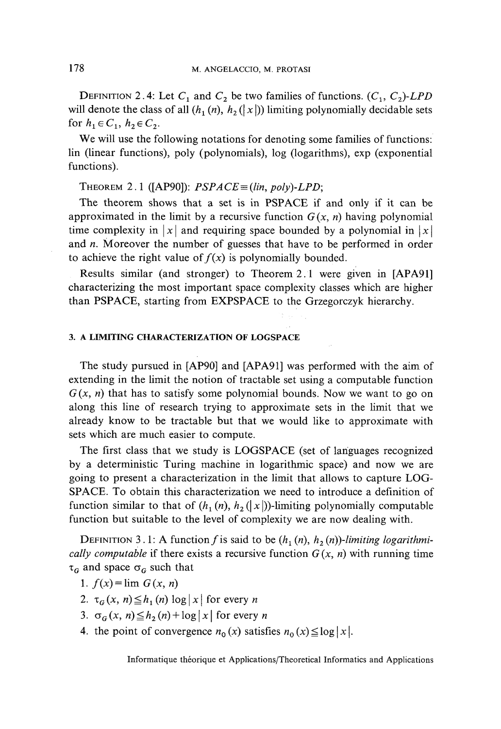DEFINITION 2.4: Let $C_1$ and $C_2$ be two families of functions. $(C_1, C_2)$-*LPD* will denote the class of all $(h_1(n), h_2(|x|))$ limiting polynomially decidable sets for $h_1 \in C_1$, $h_2 \in C_2$.

We will use the following notations for denoting some families of functions: lin (linear functions), poly (polynomials), log (logarithms), exp (exponential functions).

THEOREM 2.1 ([AP90]): *PSPACE* $\equiv$ *(lin, poly)-LPD*;

The theorem shows that a set is in PSPACE if and only if it can be approximated in the limit by a recursive function $G(x, n)$ having polynomial time complexity in $|x|$ and requiring space bounded by a polynomial in $|x|$ and $n$. Moreover the number of guesses that have to be performed in order to achieve the right value of $f(x)$ is polynomially bounded.

Results similar (and stronger) to Theorem 2.1 were given in [APA91] characterizing the most important space complexity classes which are higher than PSPACE, starting from EXPSPACE to the Grzegorczyk hierarchy.

## 3. A LIMITING CHARACTERIZATION OF LOGSPACE

The study pursued in [AP90] and [APA91] was performed with the aim of extending in the limit the notion of tractable set using a computable function $G(x, n)$ that has to satisfy some polynomial bounds. Now we want to go on along this line of research trying to approximate sets in the limit that we already know to be tractable but that we would like to approximate with sets which are much easier to compute.

The first class that we study is LOGSPACE (set of languages recognized by a deterministic Turing machine in logarithmic space) and now we are going to present a characterization in the limit that allows to capture LOGSPACE. To obtain this characterization we need to introduce a definition of function similar to that of $(h_1(n), h_2(|x|))$-limiting polynomially computable function but suitable to the level of complexity we are now dealing with.

DEFINITION 3.1: A function $f$ is said to be $(h_1(n), h_2(n))$-*limiting logarithmically computable* if there exists a recursive function $G(x, n)$ with running time $\tau_G$ and space $\sigma_G$ such that

1. $f(x) = \lim G(x, n)$
2. $\tau_G(x, n) \leq h_1(n) \log |x|$ for every $n$
3. $\sigma_G(x, n) \leq h_2(n) + \log |x|$ for every $n$
4. the point of convergence $n_0(x)$ satisfies $n_0(x) \leq \log |x|$.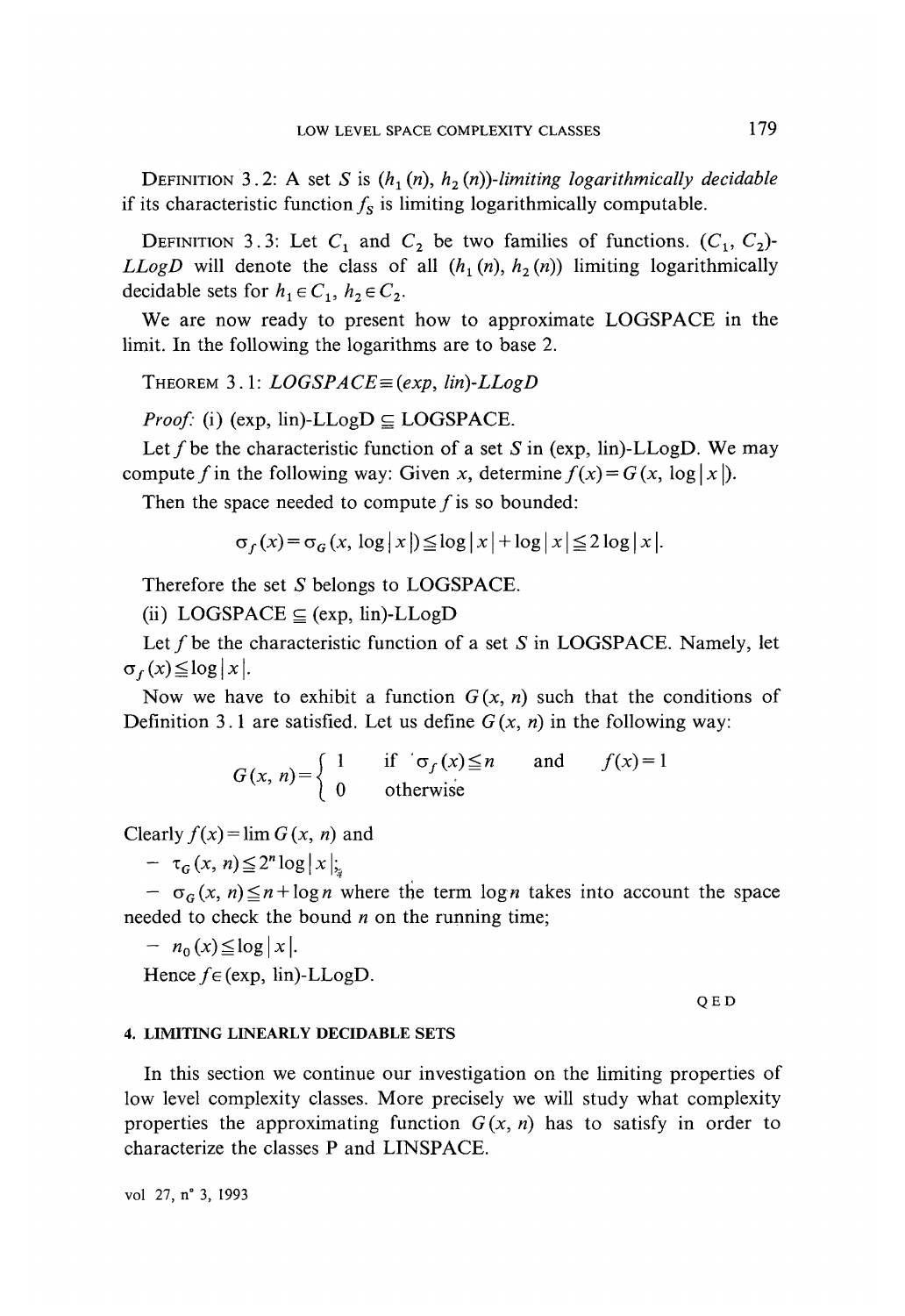DEFINITION 3.2: A set $S$ is $(h_1(n), h_2(n))$*-limiting logarithmically decidable* if its characteristic function $f_S$ is limiting logarithmically computable.

DEFINITION 3.3: Let $C_1$ and $C_2$ be two families of functions. $(C_1, C_2)$-*LLogD* will denote the class of all $(h_1(n), h_2(n))$ limiting logarithmically decidable sets for $h_1 \in C_1$, $h_2 \in C_2$.

We are now ready to present how to approximate LOGSPACE in the limit. In the following the logarithms are to base 2.

THEOREM 3.1: *LOGSPACE* $\equiv$ *(exp, lin)-LLogD*

*Proof:* (i) (exp, lin)-LLogD $\subseteq$ LOGSPACE.

Let $f$ be the characteristic function of a set $S$ in (exp, lin)-LLogD. We may compute $f$ in the following way: Given $x$, determine $f(x) = G(x, \log|x|)$.

Then the space needed to compute $f$ is so bounded:

$$\sigma_f(x) = \sigma_G(x, \log|x|) \leq \log|x| + \log|x| \leq 2\log|x|.$$

Therefore the set $S$ belongs to LOGSPACE.

(ii) LOGSPACE $\subseteq$ (exp, lin)-LLogD

Let $f$ be the characteristic function of a set $S$ in LOGSPACE. Namely, let $\sigma_f(x) \leq \log|x|$.

Now we have to exhibit a function $G(x, n)$ such that the conditions of Definition 3.1 are satisfied. Let us define $G(x, n)$ in the following way:

$$G(x, n) = \begin{cases} 1 & \text{if } \sigma_f(x) \leq n \quad \text{and} \quad f(x) = 1 \\ 0 & \text{otherwise} \end{cases}$$

Clearly $f(x) = \lim G(x, n)$ and

- $\tau_G(x, n) \leq 2^n \log|x|$;
- $\sigma_G(x, n) \leq n + \log n$ where the term $\log n$ takes into account the space needed to check the bound $n$ on the running time;
- $n_0(x) \leq \log|x|$.

Hence $f \in$ (exp, lin)-LLogD.

QED

## 4. LIMITING LINEARLY DECIDABLE SETS

In this section we continue our investigation on the limiting properties of low level complexity classes. More precisely we will study what complexity properties the approximating function $G(x, n)$ has to satisfy in order to characterize the classes P and LINSPACE.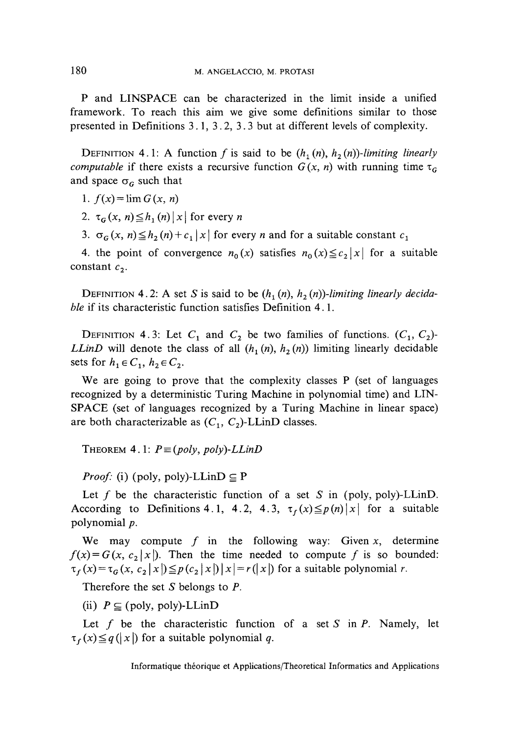P and LINSPACE can be characterized in the limit inside a unified framework. To reach this aim we give some definitions similar to those presented in Definitions 3.1, 3.2, 3.3 but at different levels of complexity.

DEFINITION 4.1: A function $f$ is said to be *$(h_1(n), h_2(n))$-limiting linearly computable* if there exists a recursive function $G(x, n)$ with running time $\tau_G$ and space $\sigma_G$ such that

1. $f(x) = \lim G(x, n)$
2. $\tau_G(x, n) \leqq h_1(n)|x|$ for every $n$
3. $\sigma_G(x, n) \leqq h_2(n) + c_1|x|$ for every $n$ and for a suitable constant $c_1$
4. the point of convergence $n_0(x)$ satisfies $n_0(x) \leqq c_2|x|$ for a suitable constant $c_2$.

DEFINITION 4.2: A set $S$ is said to be *$(h_1(n), h_2(n))$-limiting linearly decidable* if its characteristic function satisfies Definition 4.1.

DEFINITION 4.3: Let $C_1$ and $C_2$ be two families of functions. *$(C_1, C_2)$-LLinD* will denote the class of all $(h_1(n), h_2(n))$ limiting linearly decidable sets for $h_1 \in C_1$, $h_2 \in C_2$.

We are going to prove that the complexity classes P (set of languages recognized by a deterministic Turing Machine in polynomial time) and LINSPACE (set of languages recognized by a Turing Machine in linear space) are both characterizable as $(C_1, C_2)$-LLinD classes.

THEOREM 4.1: *$P \equiv$ (poly, poly)-LLinD*

*Proof:* (i) (poly, poly)-LLinD $\subseteq$ P

Let $f$ be the characteristic function of a set $S$ in (poly, poly)-LLinD. According to Definitions 4.1, 4.2, 4.3, $\tau_f(x) \leqq p(n)|x|$ for a suitable polynomial $p$.

We may compute $f$ in the following way: Given $x$, determine $f(x) = G(x, c_2|x|)$. Then the time needed to compute $f$ is so bounded: $\tau_f(x) = \tau_G(x, c_2|x|) \leqq p(c_2|x|)|x| = r(|x|)$ for a suitable polynomial $r$.

Therefore the set $S$ belongs to $P$.

(ii) $P \subseteq$ (poly, poly)-LLinD

Let $f$ be the characteristic function of a set $S$ in $P$. Namely, let $\tau_f(x) \leqq q(|x|)$ for a suitable polynomial $q$.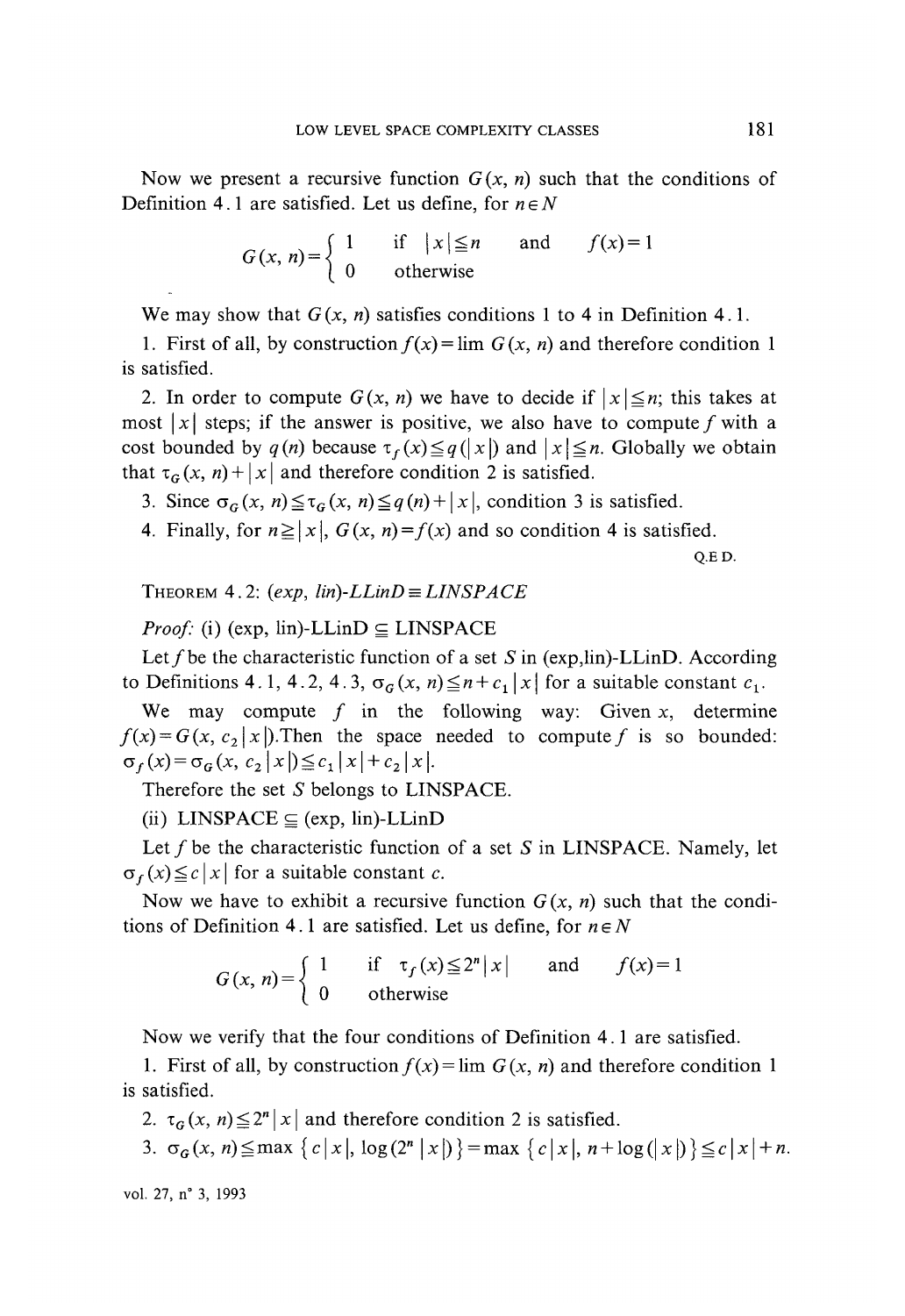Now we present a recursive function $G(x, n)$ such that the conditions of Definition 4.1 are satisfied. Let us define, for $n \in N$

$$G(x, n) = \begin{cases} 1 & \text{if } |x| \leqq n \quad \text{and} \quad f(x) = 1 \\ 0 & \text{otherwise} \end{cases}$$

We may show that $G(x, n)$ satisfies conditions 1 to 4 in Definition 4.1.

1. First of all, by construction $f(x) = \lim G(x, n)$ and therefore condition 1 is satisfied.

2. In order to compute $G(x, n)$ we have to decide if $|x| \leqq n$; this takes at most $|x|$ steps; if the answer is positive, we also have to compute $f$ with a cost bounded by $q(n)$ because $\tau_f(x) \leqq q(|x|)$ and $|x| \leqq n$. Globally we obtain that $\tau_G(x, n) + |x|$ and therefore condition 2 is satisfied.

3. Since $\sigma_G(x, n) \leqq \tau_G(x, n) \leqq q(n) + |x|$, condition 3 is satisfied.

4. Finally, for $n \geqq |x|$, $G(x, n) = f(x)$ and so condition 4 is satisfied.

Q.E.D.

THEOREM 4.2: *(exp, lin)-LLinD ≡ LINSPACE*

*Proof:* (i) (exp, lin)-LLinD ⊆ LINSPACE

Let $f$ be the characteristic function of a set $S$ in (exp,lin)-LLinD. According to Definitions 4.1, 4.2, 4.3, $\sigma_G(x, n) \leqq n + c_1 |x|$ for a suitable constant $c_1$.

We may compute $f$ in the following way: Given $x$, determine $f(x) = G(x, c_2 |x|)$. Then the space needed to compute $f$ is so bounded: $\sigma_f(x) = \sigma_G(x, c_2 |x|) \leqq c_1 |x| + c_2 |x|$.

Therefore the set $S$ belongs to LINSPACE.

(ii) LINSPACE ⊆ (exp, lin)-LLinD

Let $f$ be the characteristic function of a set $S$ in LINSPACE. Namely, let $\sigma_f(x) \leqq c|x|$ for a suitable constant $c$.

Now we have to exhibit a recursive function $G(x, n)$ such that the conditions of Definition 4.1 are satisfied. Let us define, for $n \in N$

$$G(x, n) = \begin{cases} 1 & \text{if } \tau_f(x) \leqq 2^n |x| \quad \text{and} \quad f(x) = 1 \\ 0 & \text{otherwise} \end{cases}$$

Now we verify that the four conditions of Definition 4.1 are satisfied.

1. First of all, by construction $f(x) = \lim G(x, n)$ and therefore condition 1 is satisfied.

2. $\tau_G(x, n) \leqq 2^n |x|$ and therefore condition 2 is satisfied.

3. $\sigma_G(x, n) \leqq \max \{c|x|, \log(2^n |x|)\} = \max \{c|x|, n + \log(|x|)\} \leqq c|x| + n$.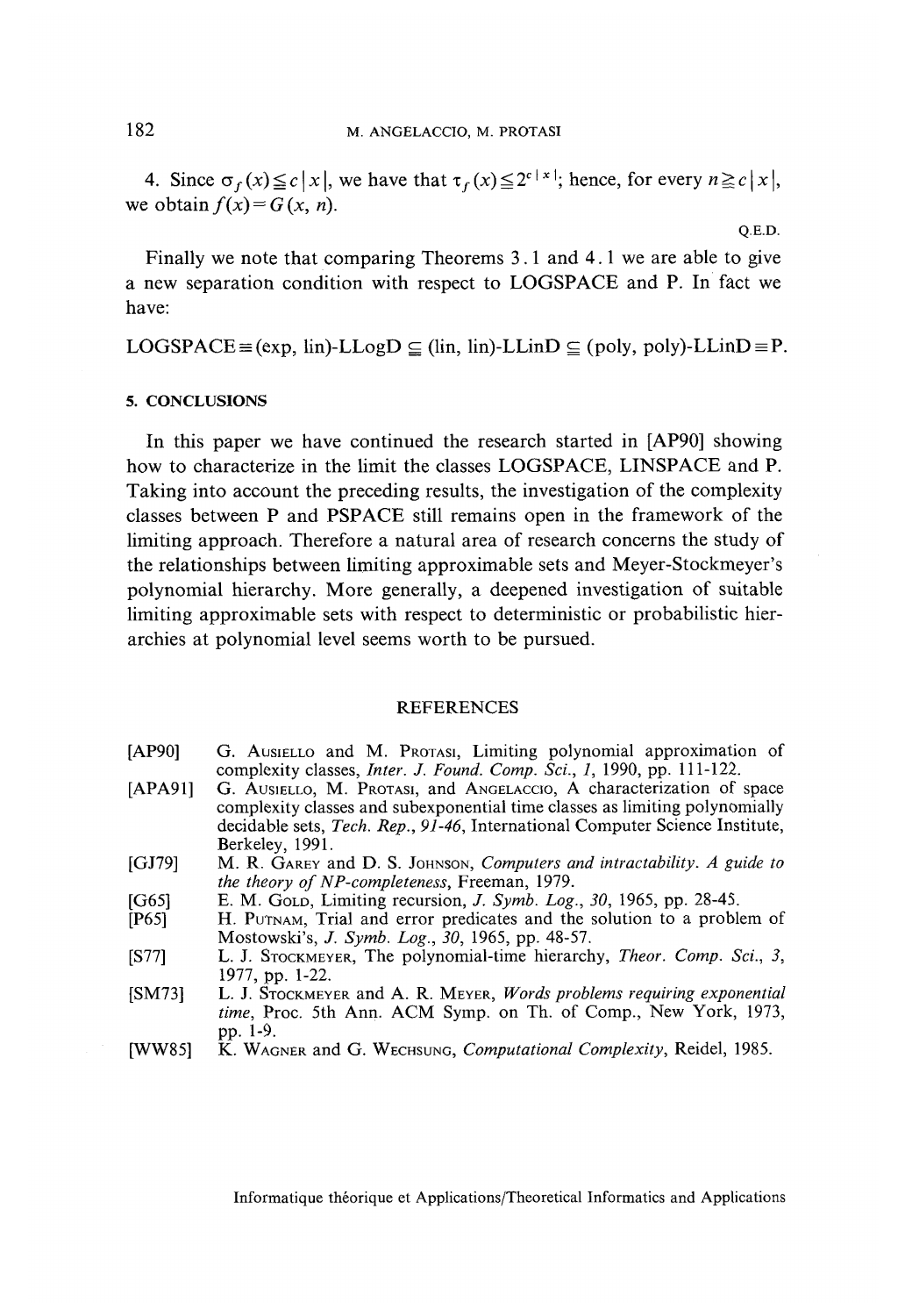4. Since $\sigma_f(x) \leqq c|x|$, we have that $\tau_f(x) \leqq 2^{c|x|}$; hence, for every $n \geqq c|x|$, we obtain $f(x) = G(x, n)$.

Q.E.D.

Finally we note that comparing Theorems 3.1 and 4.1 we are able to give a new separation condition with respect to LOGSPACE and P. In fact we have:

LOGSPACE $\equiv$ (exp, lin)-LLogD $\subseteq$ (lin, lin)-LLinD $\subseteq$ (poly, poly)-LLinD $\equiv$ P.

## 5. CONCLUSIONS

In this paper we have continued the research started in [AP90] showing how to characterize in the limit the classes LOGSPACE, LINSPACE and P. Taking into account the preceding results, the investigation of the complexity classes between P and PSPACE still remains open in the framework of the limiting approach. Therefore a natural area of research concerns the study of the relationships between limiting approximable sets and Meyer-Stockmeyer's polynomial hierarchy. More generally, a deepened investigation of suitable limiting approximable sets with respect to deterministic or probabilistic hierarchies at polynomial level seems worth to be pursued.

## REFERENCES

[AP90] G. Ausiello and M. Protasi, Limiting polynomial approximation of complexity classes, *Inter. J. Found. Comp. Sci.*, *1*, 1990, pp. 111-122.

[APA91] G. Ausiello, M. Protasi, and Angelaccio, A characterization of space complexity classes and subexponential time classes as limiting polynomially decidable sets, *Tech. Rep.*, *91-46*, International Computer Science Institute, Berkeley, 1991.

[GJ79] M. R. Garey and D. S. Johnson, *Computers and intractability. A guide to the theory of NP-completeness*, Freeman, 1979.

[G65] E. M. Gold, Limiting recursion, *J. Symb. Log.*, *30*, 1965, pp. 28-45.

[P65] H. Putnam, Trial and error predicates and the solution to a problem of Mostowski's, *J. Symb. Log.*, *30*, 1965, pp. 48-57.

[S77] L. J. Stockmeyer, The polynomial-time hierarchy, *Theor. Comp. Sci.*, *3*, 1977, pp. 1-22.

[SM73] L. J. Stockmeyer and A. R. Meyer, *Words problems requiring exponential time*, Proc. 5th Ann. ACM Symp. on Th. of Comp., New York, 1973, pp. 1-9.

[WW85] K. Wagner and G. Wechsung, *Computational Complexity*, Reidel, 1985.